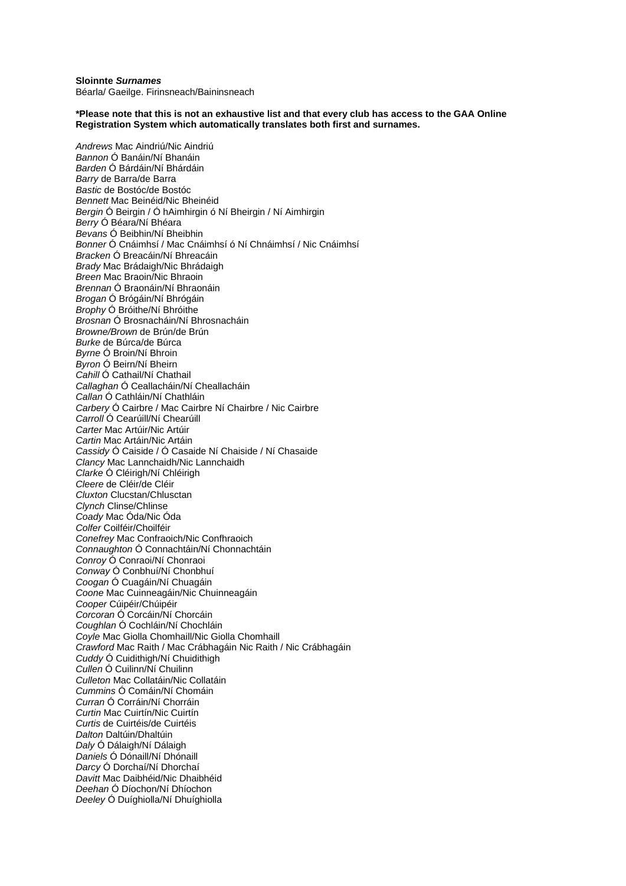**Sloinnte *Surnames***
Béarla/ Gaeilge. Firinsneach/Baininsneach

**\*Please note that this is not an exhaustive list and that every club has access to the GAA Online Registration System which automatically translates both first and surnames.**

*Andrews* Mac Aindriú/Nic Aindriú
*Bannon* Ó Banáin/Ní Bhanáin
*Barden* Ó Bárdáin/Ní Bhárdáin
*Barry* de Barra/de Barra
*Bastic* de Bostóc/de Bostóc
*Bennett* Mac Beinéid/Nic Bheinéid
*Bergin* Ó Beirgin / Ó hAimhirgin ó Ní Bheirgin / Ní Aimhirgin
*Berry* Ó Béara/Ní Bhéara
*Bevans* Ó Beibhin/Ní Bheibhin
*Bonner* Ó Cnáimhsí / Mac Cnáimhsí ó Ní Chnáimhsí / Nic Cnáimhsí
*Bracken* Ó Breacáin/Ní Bhreacáin
*Brady* Mac Brádaigh/Nic Bhrádaigh
*Breen* Mac Braoin/Nic Bhraoin
*Brennan* Ó Braonáin/Ní Bhraonáin
*Brogan* Ó Brógáin/Ní Bhrógáin
*Brophy* Ó Bróithe/Ní Bhróithe
*Brosnan* Ó Brosnacháin/Ní Bhrosnacháin
*Browne/Brown* de Brún/de Brún
*Burke* de Búrca/de Búrca
*Byrne* Ó Broin/Ní Bhroin
*Byron* Ó Beirn/Ní Bheirn
*Cahill* Ó Cathail/Ní Chathail
*Callaghan* Ó Ceallacháin/Ní Cheallacháin
*Callan* Ó Cathláin/Ní Chathláin
*Carbery* Ó Cairbre / Mac Cairbre Ní Chairbre / Nic Cairbre
*Carroll* Ó Cearúill/Ní Chearúill
*Carter* Mac Artúir/Nic Artúir
*Cartin* Mac Artáin/Nic Artáin
*Cassidy* Ó Caiside / Ó Casaide Ní Chaiside / Ní Chasaide
*Clancy* Mac Lannchaidh/Nic Lannchaidh
*Clarke* Ó Cléirigh/Ní Chléirigh
*Cleere* de Cléir/de Cléir
*Cluxton* Clucstan/Chlusctan
*Clynch* Clinse/Chlinse
*Coady* Mac Óda/Nic Óda
*Colfer* Coilféir/Choilféir
*Conefrey* Mac Confraoich/Nic Confhraoich
*Connaughton* Ó Connachtáin/Ní Chonnachtáin
*Conroy* Ó Conraoi/Ní Chonraoi
*Conway* Ó Conbhuí/Ní Chonbhuí
*Coogan* Ó Cuagáin/Ní Chuagáin
*Coone* Mac Cuinneagáin/Nic Chuinneagáin
*Cooper* Cúipéir/Chúipéir
*Corcoran* Ó Corcáin/Ní Chorcáin
*Coughlan* Ó Cochláin/Ní Chochláin
*Coyle* Mac Giolla Chomhaill/Nic Giolla Chomhaill
*Crawford* Mac Raith / Mac Crábhagáin Nic Raith / Nic Crábhagáin
*Cuddy* Ó Cuidithigh/Ní Chuidithigh
*Cullen* Ó Cuilinn/Ní Chuilinn
*Culleton* Mac Collatáin/Nic Collatáin
*Cummins* Ó Comáin/Ní Chomáin
*Curran* Ó Corráin/Ní Chorráin
*Curtin* Mac Cuirtín/Nic Cuirtín
*Curtis* de Cuirtéis/de Cuirtéis
*Dalton* Daltúin/Dhaltúin
*Daly* Ó Dálaigh/Ní Dálaigh
*Daniels* Ó Dónaill/Ní Dhónaill
*Darcy* Ó Dorchaí/Ní Dhorchaí
*Davitt* Mac Daibhéid/Nic Dhaibhéid
*Deehan* Ó Díochon/Ní Dhíochon
*Deeley* Ó Duíghiolla/Ní Dhuíghiolla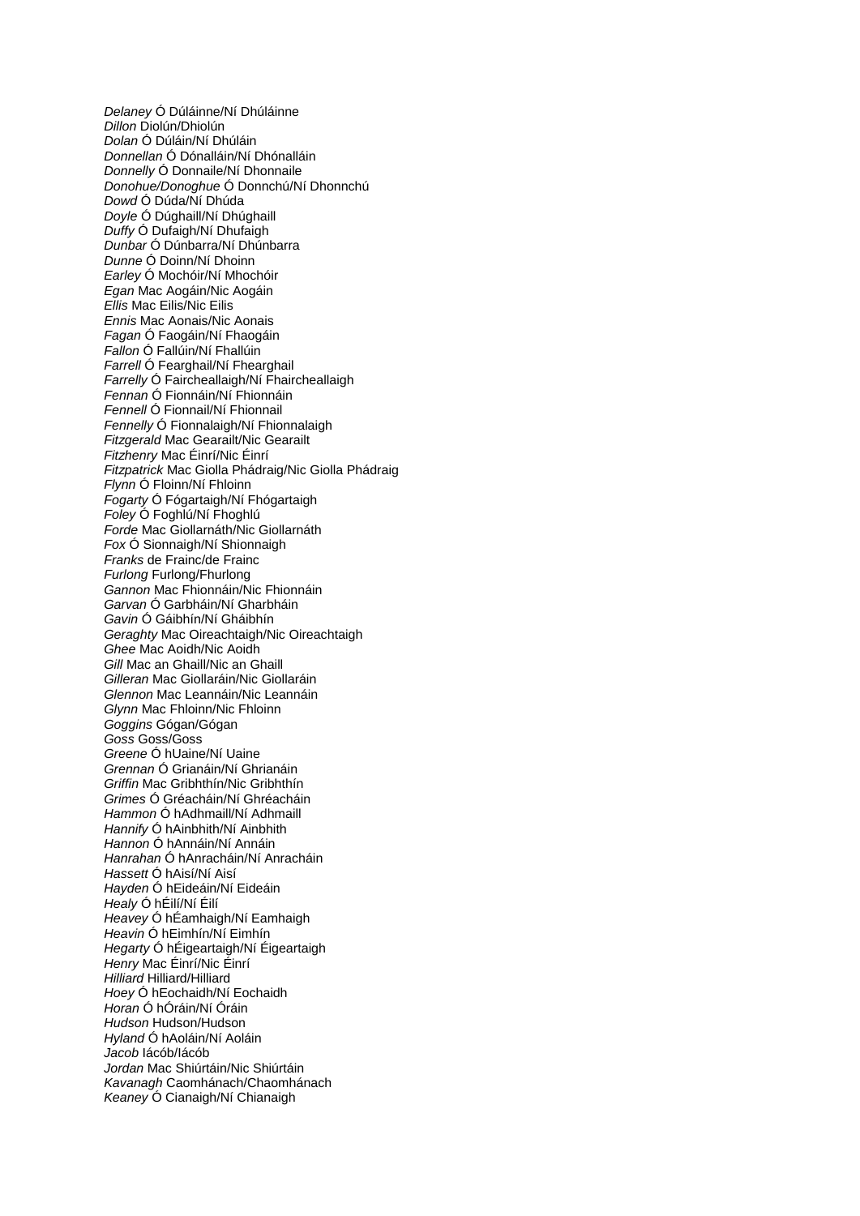*Delaney* Ó Dúláinne/Ní Dhúláinne
*Dillon* Diolún/Dhiolún
*Dolan* Ó Dúláin/Ní Dhúláin
*Donnellan* Ó Dónalláin/Ní Dhónalláin
*Donnelly* Ó Donnaile/Ní Dhonnaile
*Donohue/Donoghue* Ó Donnchú/Ní Dhonnchú
*Dowd* Ó Dúda/Ní Dhúda
*Doyle* Ó Dúghaill/Ní Dhúghaill
*Duffy* Ó Dufaigh/Ní Dhufaigh
*Dunbar* Ó Dúnbarra/Ní Dhúnbarra
*Dunne* Ó Doinn/Ní Dhoinn
*Earley* Ó Mochóir/Ní Mhochóir
*Egan* Mac Aogáin/Nic Aogáin
*Ellis* Mac Eilis/Nic Eilis
*Ennis* Mac Aonais/Nic Aonais
*Fagan* Ó Faogáin/Ní Fhaogáin
*Fallon* Ó Fallúin/Ní Fhallúin
*Farrell* Ó Fearghail/Ní Fhearghail
*Farrelly* Ó Faircheallaigh/Ní Fhaircheallaigh
*Fennan* Ó Fionnáin/Ní Fhionnáin
*Fennell* Ó Fionnail/Ní Fhionnail
*Fennelly* Ó Fionnalaigh/Ní Fhionnalaigh
*Fitzgerald* Mac Gearailt/Nic Gearailt
*Fitzhenry* Mac Éinrí/Nic Éinrí
*Fitzpatrick* Mac Giolla Phádraig/Nic Giolla Phádraig
*Flynn* Ó Floinn/Ní Fhloinn
*Fogarty* Ó Fógartaigh/Ní Fhógartaigh
*Foley* Ó Foghlú/Ní Fhoghlú
*Forde* Mac Giollarnáth/Nic Giollarnáth
*Fox* Ó Sionnaigh/Ní Shionnaigh
*Franks* de Frainc/de Frainc
*Furlong* Furlong/Fhurlong
*Gannon* Mac Fhionnáin/Nic Fhionnáin
*Garvan* Ó Garbháin/Ní Gharbháin
*Gavin* Ó Gáibhín/Ní Gháibhín
*Geraghty* Mac Oireachtaigh/Nic Oireachtaigh
*Ghee* Mac Aoidh/Nic Aoidh
*Gill* Mac an Ghaill/Nic an Ghaill
*Gilleran* Mac Giollaráin/Nic Giollaráin
*Glennon* Mac Leannáin/Nic Leannáin
*Glynn* Mac Fhloinn/Nic Fhloinn
*Goggins* Gógan/Gógan
*Goss* Goss/Goss
*Greene* Ó hUaine/Ní Uaine
*Grennan* Ó Grianáin/Ní Ghrianáin
*Griffin* Mac Gribhthín/Nic Gribhthín
*Grimes* Ó Gréacháin/Ní Ghréacháin
*Hammon* Ó hAdhmaill/Ní Adhmaill
*Hannify* Ó hAinbhith/Ní Ainbhith
*Hannon* Ó hAnnáin/Ní Annáin
*Hanrahan* Ó hAnracháin/Ní Anracháin
*Hassett* Ó hAisí/Ní Aisí
*Hayden* Ó hEideáin/Ní Eideáin
*Healy* Ó hÉilí/Ní Éilí
*Heavey* Ó hÉamhaigh/Ní Eamhaigh
*Heavin* Ó hEimhín/Ní Eimhín
*Hegarty* Ó hÉigeartaigh/Ní Éigeartaigh
*Henry* Mac Éinrí/Nic Éinrí
*Hilliard* Hilliard/Hilliard
*Hoey* Ó hEochaidh/Ní Eochaidh
*Horan* Ó hÓráin/Ní Óráin
*Hudson* Hudson/Hudson
*Hyland* Ó hAoláin/Ní Aoláin
*Jacob* Iácób/Iácób
*Jordan* Mac Shiúrtáin/Nic Shiúrtáin
*Kavanagh* Caomhánach/Chaomhánach
*Keaney* Ó Cianaigh/Ní Chianaigh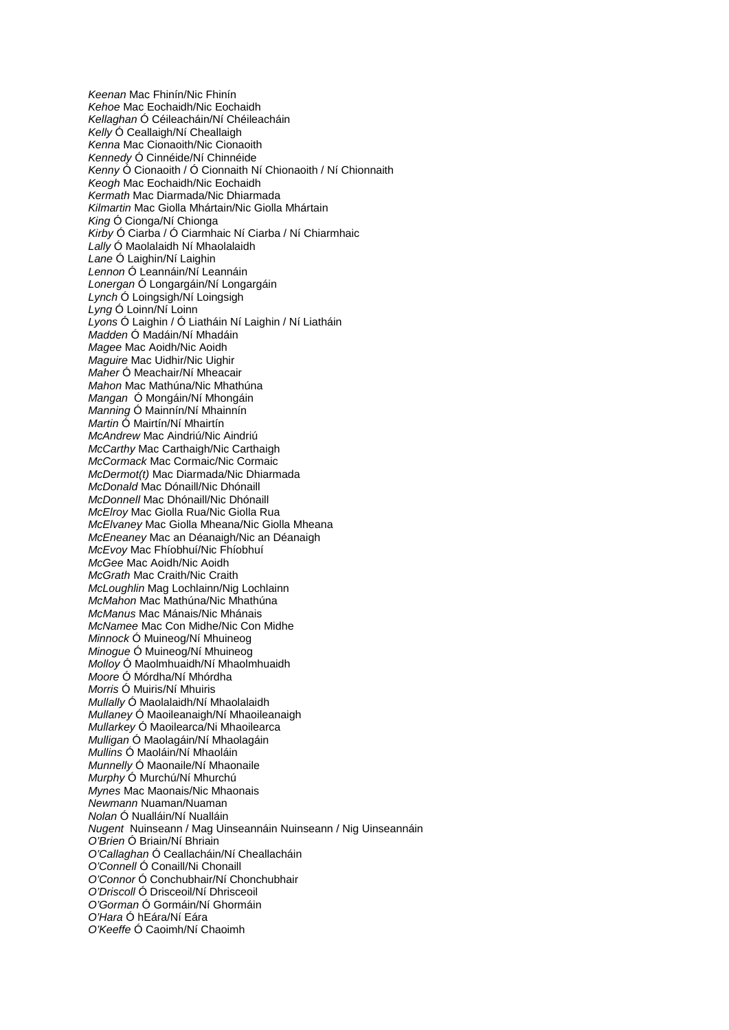*Keenan* Mac Fhinín/Nic Fhinín
*Kehoe* Mac Eochaidh/Nic Eochaidh
*Kellaghan* Ó Céileacháin/Ní Chéileacháin
*Kelly* Ó Ceallaigh/Ní Cheallaigh
*Kenna* Mac Cionaoith/Nic Cionaoith
*Kennedy* Ó Cinnéide/Ní Chinnéide
*Kenny* Ó Cionaoith / Ó Cionnaith Ní Chionaoith / Ní Chionnaith
*Keogh* Mac Eochaidh/Nic Eochaidh
*Kermath* Mac Diarmada/Nic Dhiarmada
*Kilmartin* Mac Giolla Mhártain/Nic Giolla Mhártain
*King* Ó Cionga/Ní Chionga
*Kirby* Ó Ciarba / Ó Ciarmhaic Ní Ciarba / Ní Chiarmhaic
*Lally* Ó Maolalaidh Ní Mhaolalaidh
*Lane* Ó Laighin/Ní Laighin
*Lennon* Ó Leannáin/Ní Leannáin
*Lonergan* Ó Longargáin/Ní Longargáin
*Lynch* Ó Loingsigh/Ní Loingsigh
*Lyng* Ó Loinn/Ní Loinn
*Lyons* Ó Laighin / Ó Liatháin Ní Laighin / Ní Liatháin
*Madden* Ó Madáin/Ní Mhadáin
*Magee* Mac Aoidh/Nic Aoidh
*Maguire* Mac Uidhir/Nic Uighir
*Maher* Ó Meachair/Ní Mheacair
*Mahon* Mac Mathúna/Nic Mhathúna
*Mangan* Ó Mongáin/Ní Mhongáin
*Manning* Ó Mainnín/Ní Mhainnín
*Martin* Ó Mairtín/Ní Mhairtín
*McAndrew* Mac Aindriú/Nic Aindriú
*McCarthy* Mac Carthaigh/Nic Carthaigh
*McCormack* Mac Cormaic/Nic Cormaic
*McDermot(t)* Mac Diarmada/Nic Dhiarmada
*McDonald* Mac Dónaill/Nic Dhónaill
*McDonnell* Mac Dhónaill/Nic Dhónaill
*McElroy* Mac Giolla Rua/Nic Giolla Rua
*McElvaney* Mac Giolla Mheana/Nic Giolla Mheana
*McEneaney* Mac an Déanaigh/Nic an Déanaigh
*McEvoy* Mac Fhíobhuí/Nic Fhíobhuí
*McGee* Mac Aoidh/Nic Aoidh
*McGrath* Mac Craith/Nic Craith
*McLoughlin* Mag Lochlainn/Nig Lochlainn
*McMahon* Mac Mathúna/Nic Mhathúna
*McManus* Mac Mánais/Nic Mhánais
*McNamee* Mac Con Midhe/Nic Con Midhe
*Minnock* Ó Muineog/Ní Mhuineog
*Minogue* Ó Muineog/Ní Mhuineog
*Molloy* Ó Maolmhuaidh/Ní Mhaolmhuaidh
*Moore* Ó Mórdha/Ní Mhórdha
*Morris* Ó Muiris/Ní Mhuiris
*Mullally* Ó Maolalaidh/Ní Mhaolalaidh
*Mullaney* Ó Maoileanaigh/Ní Mhaoileanaigh
*Mullarkey* Ó Maoilearca/Ni Mhaoilearca
*Mulligan* Ó Maolagáin/Ní Mhaolagáin
*Mullins* Ó Maoláin/Ní Mhaoláin
*Munnelly* Ó Maonaile/Ní Mhaonaile
*Murphy* Ó Murchú/Ní Mhurchú
*Mynes* Mac Maonais/Nic Mhaonais
*Newmann* Nuaman/Nuaman
*Nolan* Ó Nualláin/Ní Nualláin
*Nugent* Nuinseann / Mag Uinseannáin Nuinseann / Nig Uinseannáin
*O'Brien* Ó Briain/Ní Bhriain
*O'Callaghan* Ó Ceallacháin/Ní Cheallacháin
*O'Connell* Ó Conaill/Ni Chonaill
*O'Connor* Ó Conchubhair/Ní Chonchubhair
*O'Driscoll* Ó Drisceoil/Ní Dhrisceoil
*O'Gorman* Ó Gormáin/Ní Ghormáin
*O'Hara* Ó hEára/Ní Eára
*O'Keeffe* Ó Caoimh/Ní Chaoimh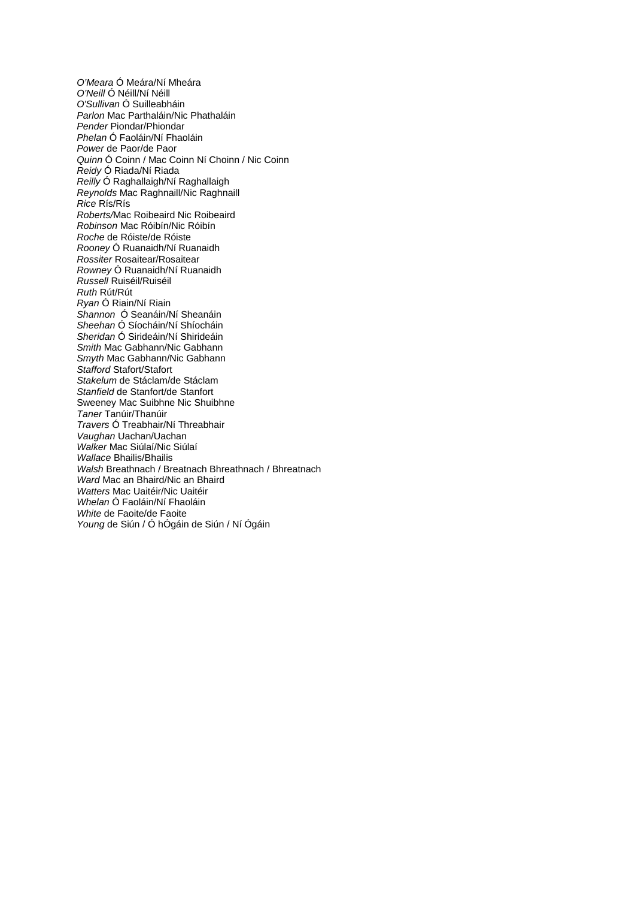*O'Meara* Ó Meára/Ní Mheára
*O'Neill* Ó Néill/Ní Néill
*O'Sullivan* Ó Suilleabháin
*Parlon* Mac Parthaláin/Nic Phathaláin
*Pender* Piondar/Phiondar
*Phelan* Ó Faoláin/Ní Fhaoláin
*Power* de Paor/de Paor
*Quinn* Ó Coinn / Mac Coinn Ní Choinn / Nic Coinn
*Reidy* Ó Riada/Ní Riada
*Reilly* Ó Raghallaigh/Ní Raghallaigh
*Reynolds* Mac Raghnaill/Nic Raghnaill
*Rice* Rís/Rís
*Roberts/*Mac Roibeaird Nic Roibeaird
*Robinson* Mac Róibín/Nic Róibín
*Roche* de Róiste/de Róiste
*Rooney* Ó Ruanaidh/Ní Ruanaidh
*Rossiter* Rosaitear/Rosaitear
*Rowney* Ó Ruanaidh/Ní Ruanaidh
*Russell* Ruiséil/Ruiséil
*Ruth* Rút/Rút
*Ryan* Ó Riain/Ní Riain
*Shannon* Ó Seanáin/Ní Sheanáin
*Sheehan* Ó Síocháin/Ní Shíocháin
*Sheridan* Ó Sirideáin/Ní Shirideáin
*Smith* Mac Gabhann/Nic Gabhann
*Smyth* Mac Gabhann/Nic Gabhann
*Stafford* Stafort/Stafort
*Stakelum* de Stáclam/de Stáclam
*Stanfield* de Stanfort/de Stanfort
Sweeney Mac Suibhne Nic Shuibhne
*Taner* Tanúir/Thanúir
*Travers* Ó Treabhair/Ní Threabhair
*Vaughan* Uachan/Uachan
*Walker* Mac Siúlaí/Nic Siúlaí
*Wallace* Bhailis/Bhailis
*Walsh* Breathnach / Breatnach Bhreathnach / Bhreatnach
*Ward* Mac an Bhaird/Nic an Bhaird
*Watters* Mac Uaitéir/Nic Uaitéir
*Whelan* Ó Faoláin/Ní Fhaoláin
*White* de Faoite/de Faoite
*Young* de Siún / Ó hÓgáin de Siún / Ní Ógáin